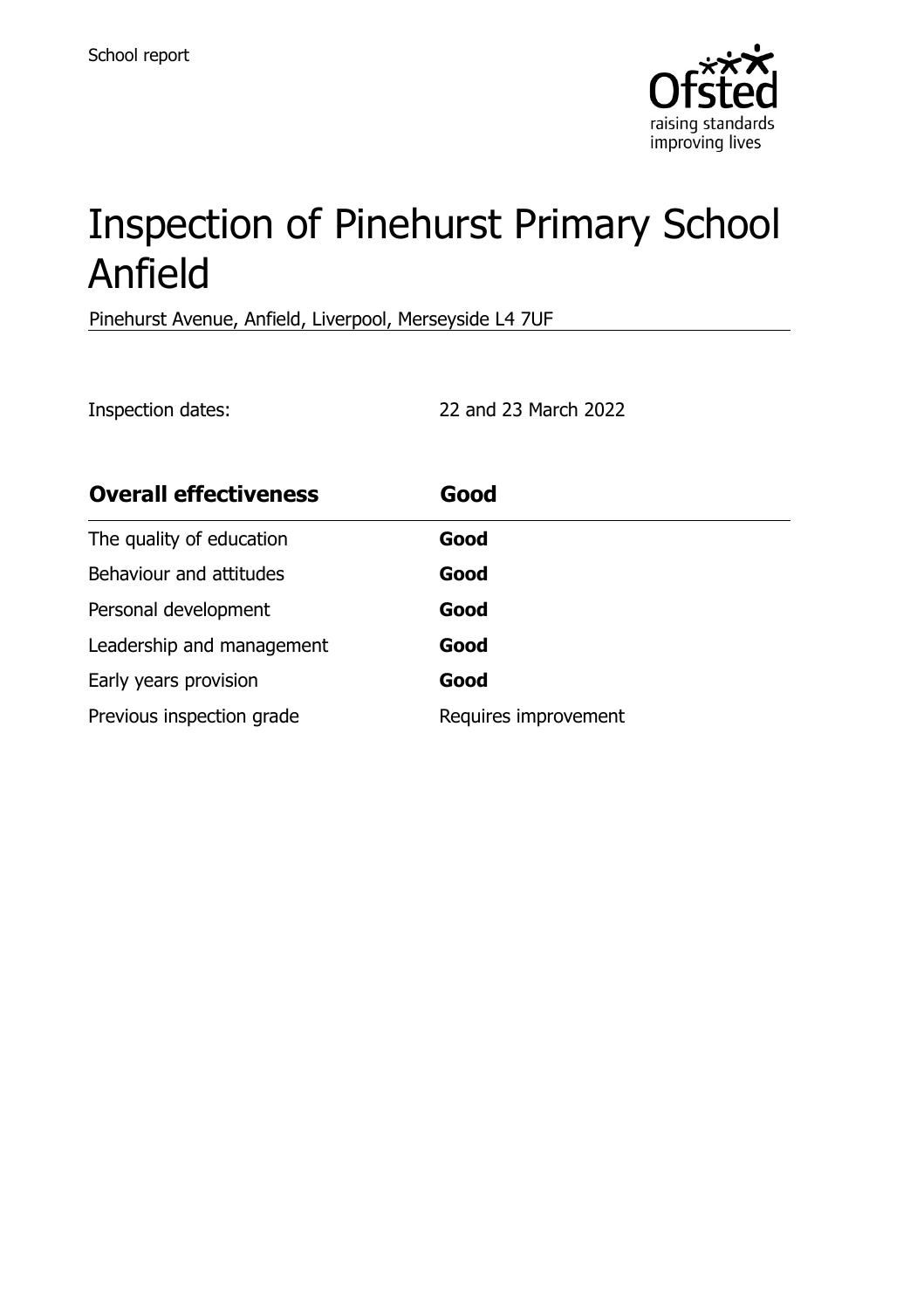School report

# Inspection of Pinehurst Primary School Anfield

Pinehurst Avenue, Anfield, Liverpool, Merseyside L4 7UF

Inspection dates: 22 and 23 March 2022

| **Overall effectiveness** | **Good** |
| --- | --- |
| The quality of education | **Good** |
| Behaviour and attitudes | **Good** |
| Personal development | **Good** |
| Leadership and management | **Good** |
| Early years provision | **Good** |
| Previous inspection grade | Requires improvement |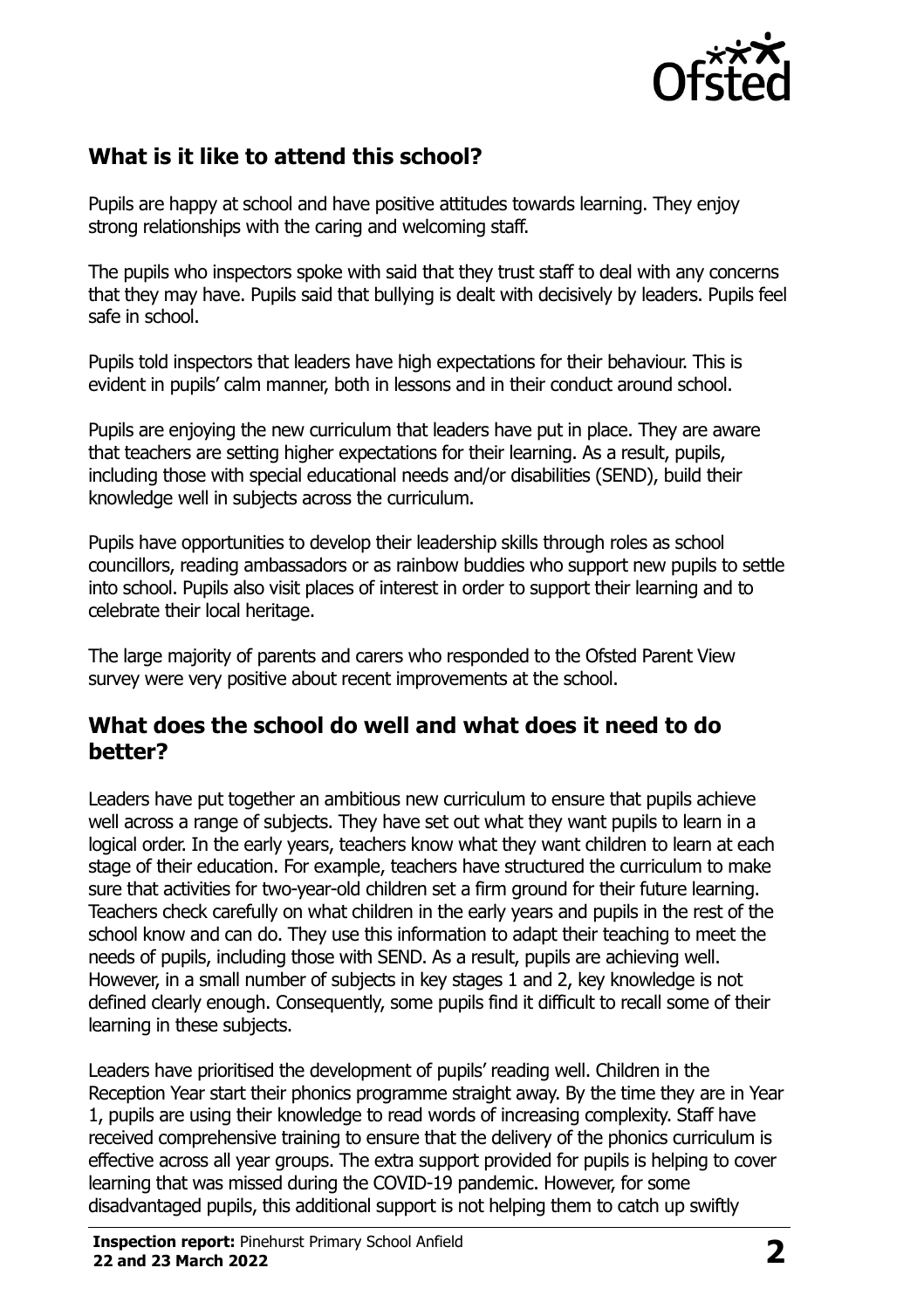## What is it like to attend this school?

Pupils are happy at school and have positive attitudes towards learning. They enjoy strong relationships with the caring and welcoming staff.

The pupils who inspectors spoke with said that they trust staff to deal with any concerns that they may have. Pupils said that bullying is dealt with decisively by leaders. Pupils feel safe in school.

Pupils told inspectors that leaders have high expectations for their behaviour. This is evident in pupils' calm manner, both in lessons and in their conduct around school.

Pupils are enjoying the new curriculum that leaders have put in place. They are aware that teachers are setting higher expectations for their learning. As a result, pupils, including those with special educational needs and/or disabilities (SEND), build their knowledge well in subjects across the curriculum.

Pupils have opportunities to develop their leadership skills through roles as school councillors, reading ambassadors or as rainbow buddies who support new pupils to settle into school. Pupils also visit places of interest in order to support their learning and to celebrate their local heritage.

The large majority of parents and carers who responded to the Ofsted Parent View survey were very positive about recent improvements at the school.

## What does the school do well and what does it need to do better?

Leaders have put together an ambitious new curriculum to ensure that pupils achieve well across a range of subjects. They have set out what they want pupils to learn in a logical order. In the early years, teachers know what they want children to learn at each stage of their education. For example, teachers have structured the curriculum to make sure that activities for two-year-old children set a firm ground for their future learning. Teachers check carefully on what children in the early years and pupils in the rest of the school know and can do. They use this information to adapt their teaching to meet the needs of pupils, including those with SEND. As a result, pupils are achieving well. However, in a small number of subjects in key stages 1 and 2, key knowledge is not defined clearly enough. Consequently, some pupils find it difficult to recall some of their learning in these subjects.

Leaders have prioritised the development of pupils' reading well. Children in the Reception Year start their phonics programme straight away. By the time they are in Year 1, pupils are using their knowledge to read words of increasing complexity. Staff have received comprehensive training to ensure that the delivery of the phonics curriculum is effective across all year groups. The extra support provided for pupils is helping to cover learning that was missed during the COVID-19 pandemic. However, for some disadvantaged pupils, this additional support is not helping them to catch up swiftly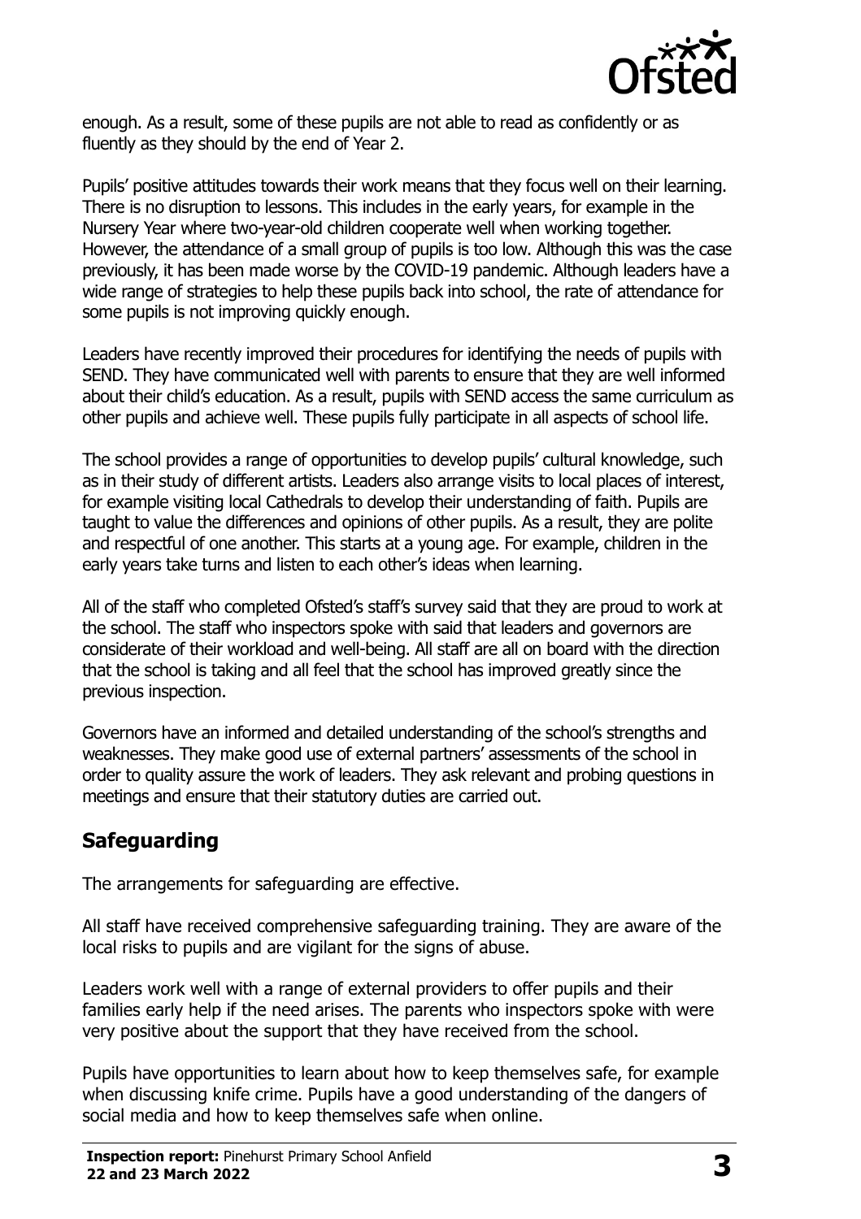enough. As a result, some of these pupils are not able to read as confidently or as fluently as they should by the end of Year 2.

Pupils' positive attitudes towards their work means that they focus well on their learning. There is no disruption to lessons. This includes in the early years, for example in the Nursery Year where two-year-old children cooperate well when working together. However, the attendance of a small group of pupils is too low. Although this was the case previously, it has been made worse by the COVID-19 pandemic. Although leaders have a wide range of strategies to help these pupils back into school, the rate of attendance for some pupils is not improving quickly enough.

Leaders have recently improved their procedures for identifying the needs of pupils with SEND. They have communicated well with parents to ensure that they are well informed about their child's education. As a result, pupils with SEND access the same curriculum as other pupils and achieve well. These pupils fully participate in all aspects of school life.

The school provides a range of opportunities to develop pupils' cultural knowledge, such as in their study of different artists. Leaders also arrange visits to local places of interest, for example visiting local Cathedrals to develop their understanding of faith. Pupils are taught to value the differences and opinions of other pupils. As a result, they are polite and respectful of one another. This starts at a young age. For example, children in the early years take turns and listen to each other's ideas when learning.

All of the staff who completed Ofsted's staff's survey said that they are proud to work at the school. The staff who inspectors spoke with said that leaders and governors are considerate of their workload and well-being. All staff are all on board with the direction that the school is taking and all feel that the school has improved greatly since the previous inspection.

Governors have an informed and detailed understanding of the school's strengths and weaknesses. They make good use of external partners' assessments of the school in order to quality assure the work of leaders. They ask relevant and probing questions in meetings and ensure that their statutory duties are carried out.

## Safeguarding

The arrangements for safeguarding are effective.

All staff have received comprehensive safeguarding training. They are aware of the local risks to pupils and are vigilant for the signs of abuse.

Leaders work well with a range of external providers to offer pupils and their families early help if the need arises. The parents who inspectors spoke with were very positive about the support that they have received from the school.

Pupils have opportunities to learn about how to keep themselves safe, for example when discussing knife crime. Pupils have a good understanding of the dangers of social media and how to keep themselves safe when online.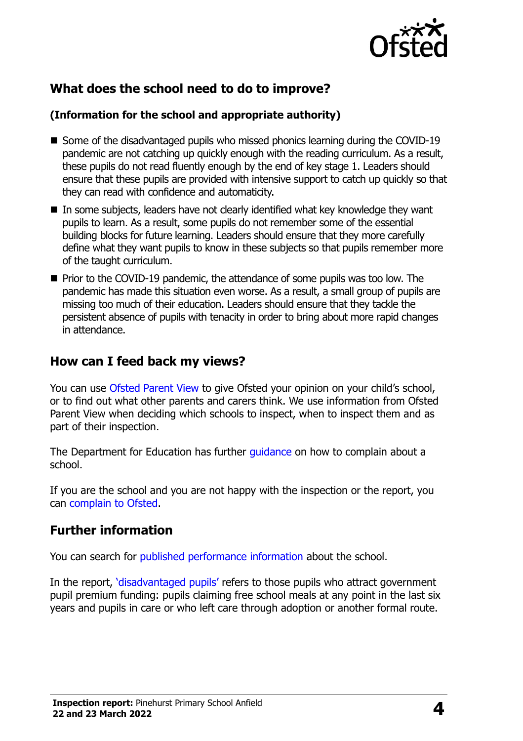## What does the school need to do to improve?

**(Information for the school and appropriate authority)**

- Some of the disadvantaged pupils who missed phonics learning during the COVID-19 pandemic are not catching up quickly enough with the reading curriculum. As a result, these pupils do not read fluently enough by the end of key stage 1. Leaders should ensure that these pupils are provided with intensive support to catch up quickly so that they can read with confidence and automaticity.
- In some subjects, leaders have not clearly identified what key knowledge they want pupils to learn. As a result, some pupils do not remember some of the essential building blocks for future learning. Leaders should ensure that they more carefully define what they want pupils to know in these subjects so that pupils remember more of the taught curriculum.
- Prior to the COVID-19 pandemic, the attendance of some pupils was too low. The pandemic has made this situation even worse. As a result, a small group of pupils are missing too much of their education. Leaders should ensure that they tackle the persistent absence of pupils with tenacity in order to bring about more rapid changes in attendance.

## How can I feed back my views?

You can use Ofsted Parent View to give Ofsted your opinion on your child's school, or to find out what other parents and carers think. We use information from Ofsted Parent View when deciding which schools to inspect, when to inspect them and as part of their inspection.

The Department for Education has further guidance on how to complain about a school.

If you are the school and you are not happy with the inspection or the report, you can complain to Ofsted.

## Further information

You can search for published performance information about the school.

In the report, 'disadvantaged pupils' refers to those pupils who attract government pupil premium funding: pupils claiming free school meals at any point in the last six years and pupils in care or who left care through adoption or another formal route.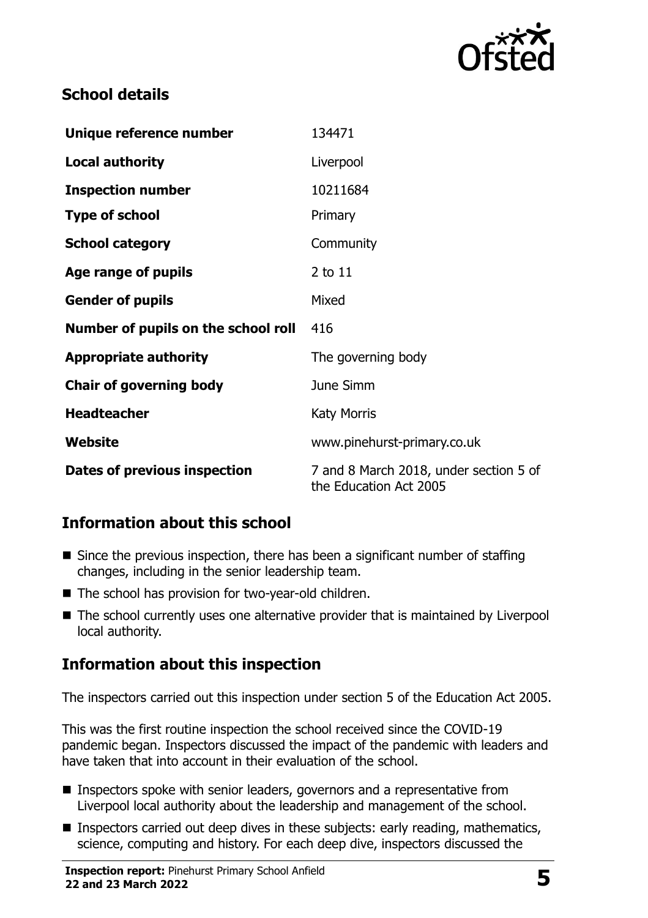## School details

| | |
|---|---|
| **Unique reference number** | 134471 |
| **Local authority** | Liverpool |
| **Inspection number** | 10211684 |
| **Type of school** | Primary |
| **School category** | Community |
| **Age range of pupils** | 2 to 11 |
| **Gender of pupils** | Mixed |
| **Number of pupils on the school roll** | 416 |
| **Appropriate authority** | The governing body |
| **Chair of governing body** | June Simm |
| **Headteacher** | Katy Morris |
| **Website** | www.pinehurst-primary.co.uk |
| **Dates of previous inspection** | 7 and 8 March 2018, under section 5 of the Education Act 2005 |

## Information about this school

- Since the previous inspection, there has been a significant number of staffing changes, including in the senior leadership team.
- The school has provision for two-year-old children.
- The school currently uses one alternative provider that is maintained by Liverpool local authority.

## Information about this inspection

The inspectors carried out this inspection under section 5 of the Education Act 2005.

This was the first routine inspection the school received since the COVID-19 pandemic began. Inspectors discussed the impact of the pandemic with leaders and have taken that into account in their evaluation of the school.

- Inspectors spoke with senior leaders, governors and a representative from Liverpool local authority about the leadership and management of the school.
- Inspectors carried out deep dives in these subjects: early reading, mathematics, science, computing and history. For each deep dive, inspectors discussed the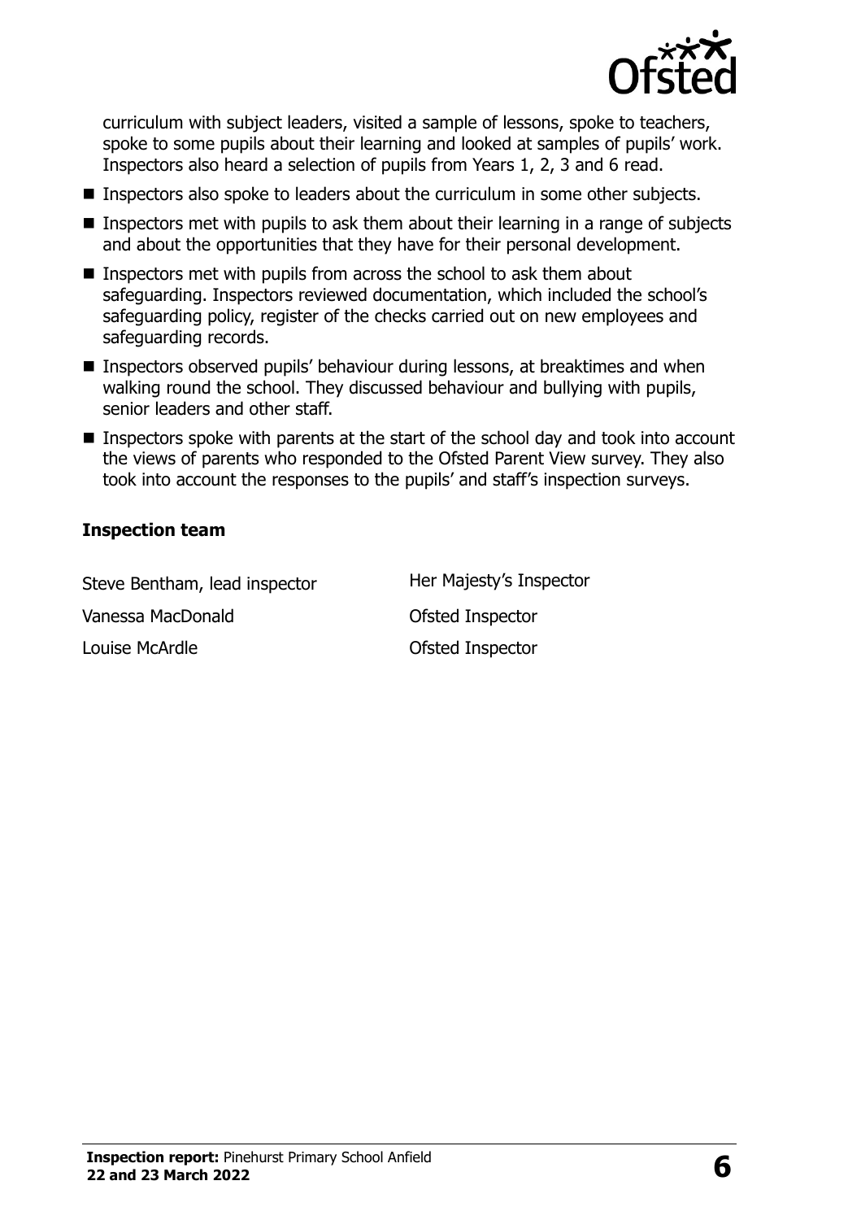curriculum with subject leaders, visited a sample of lessons, spoke to teachers, spoke to some pupils about their learning and looked at samples of pupils' work. Inspectors also heard a selection of pupils from Years 1, 2, 3 and 6 read.

- Inspectors also spoke to leaders about the curriculum in some other subjects.
- Inspectors met with pupils to ask them about their learning in a range of subjects and about the opportunities that they have for their personal development.
- Inspectors met with pupils from across the school to ask them about safeguarding. Inspectors reviewed documentation, which included the school's safeguarding policy, register of the checks carried out on new employees and safeguarding records.
- Inspectors observed pupils' behaviour during lessons, at breaktimes and when walking round the school. They discussed behaviour and bullying with pupils, senior leaders and other staff.
- Inspectors spoke with parents at the start of the school day and took into account the views of parents who responded to the Ofsted Parent View survey. They also took into account the responses to the pupils' and staff's inspection surveys.

### Inspection team

| | |
|---|---|
| Steve Bentham, lead inspector | Her Majesty's Inspector |
| Vanessa MacDonald | Ofsted Inspector |
| Louise McArdle | Ofsted Inspector |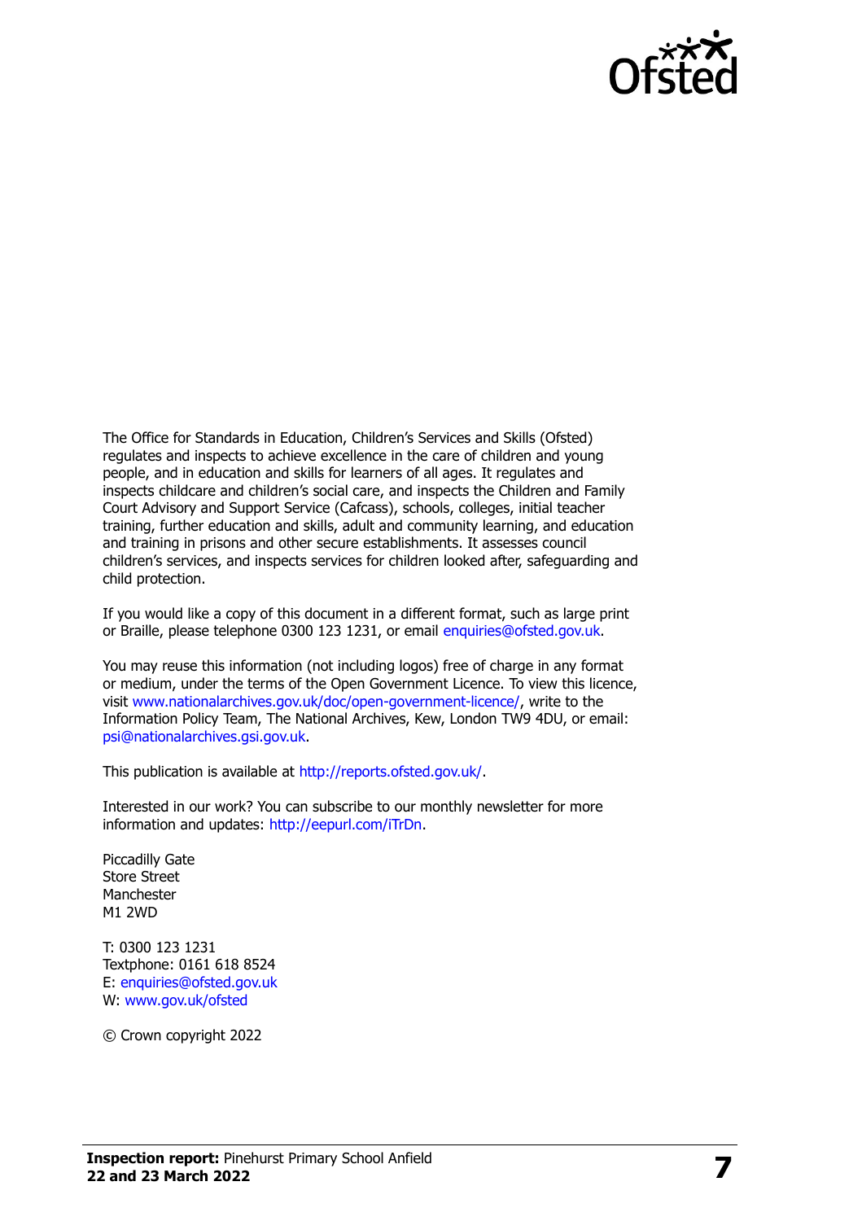The Office for Standards in Education, Children's Services and Skills (Ofsted) regulates and inspects to achieve excellence in the care of children and young people, and in education and skills for learners of all ages. It regulates and inspects childcare and children's social care, and inspects the Children and Family Court Advisory and Support Service (Cafcass), schools, colleges, initial teacher training, further education and skills, adult and community learning, and education and training in prisons and other secure establishments. It assesses council children's services, and inspects services for children looked after, safeguarding and child protection.

If you would like a copy of this document in a different format, such as large print or Braille, please telephone 0300 123 1231, or email enquiries@ofsted.gov.uk.

You may reuse this information (not including logos) free of charge in any format or medium, under the terms of the Open Government Licence. To view this licence, visit www.nationalarchives.gov.uk/doc/open-government-licence/, write to the Information Policy Team, The National Archives, Kew, London TW9 4DU, or email: psi@nationalarchives.gsi.gov.uk.

This publication is available at http://reports.ofsted.gov.uk/.

Interested in our work? You can subscribe to our monthly newsletter for more information and updates: http://eepurl.com/iTrDn.

Piccadilly Gate
Store Street
Manchester
M1 2WD

T: 0300 123 1231
Textphone: 0161 618 8524
E: enquiries@ofsted.gov.uk
W: www.gov.uk/ofsted

© Crown copyright 2022